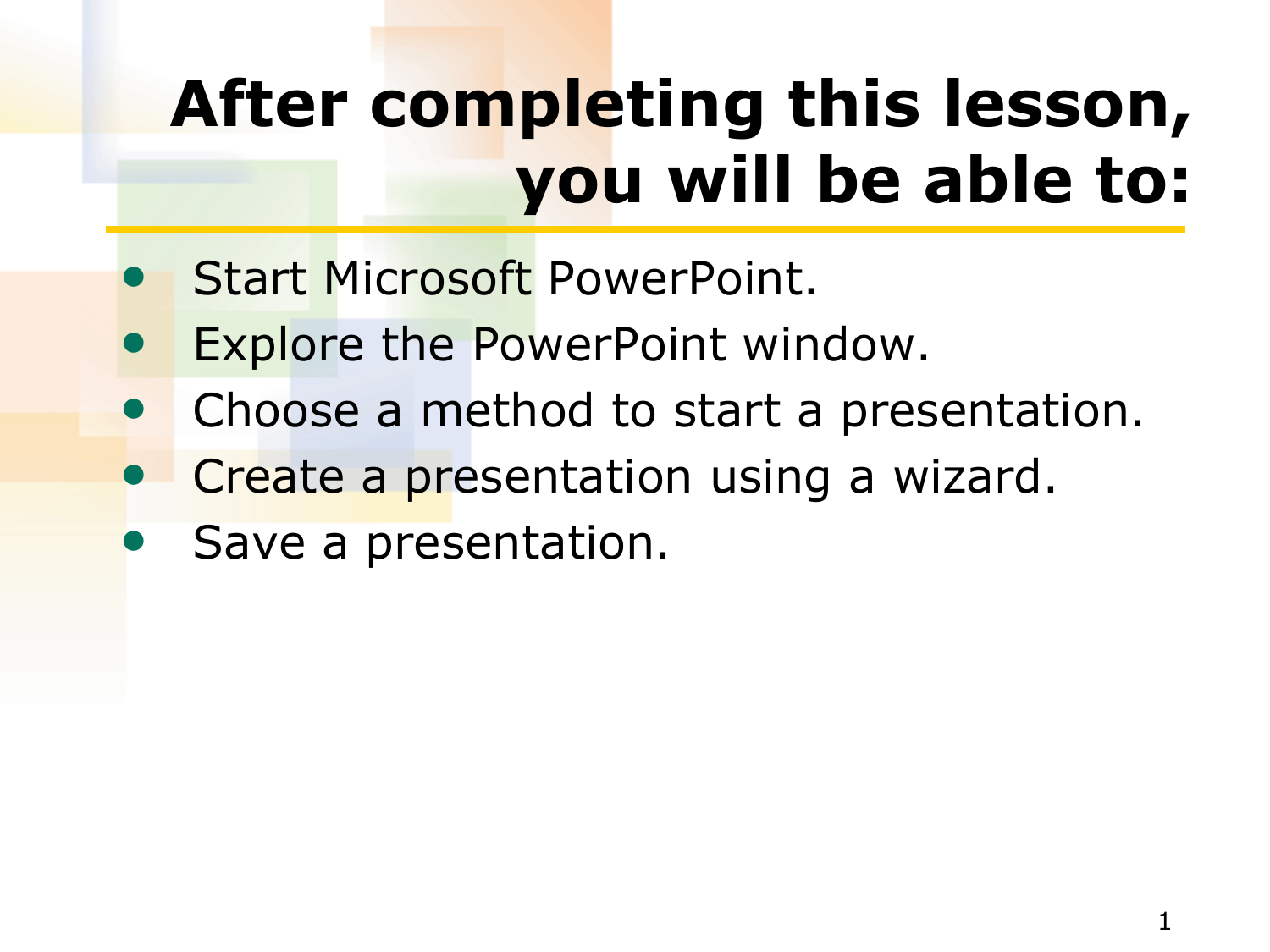# After completing this lesson, you will be able to:

- Start Microsoft PowerPoint.
- Explore the PowerPoint window.
- Choose a method to start a presentation.
- Create a presentation using a wizard.
- Save a presentation.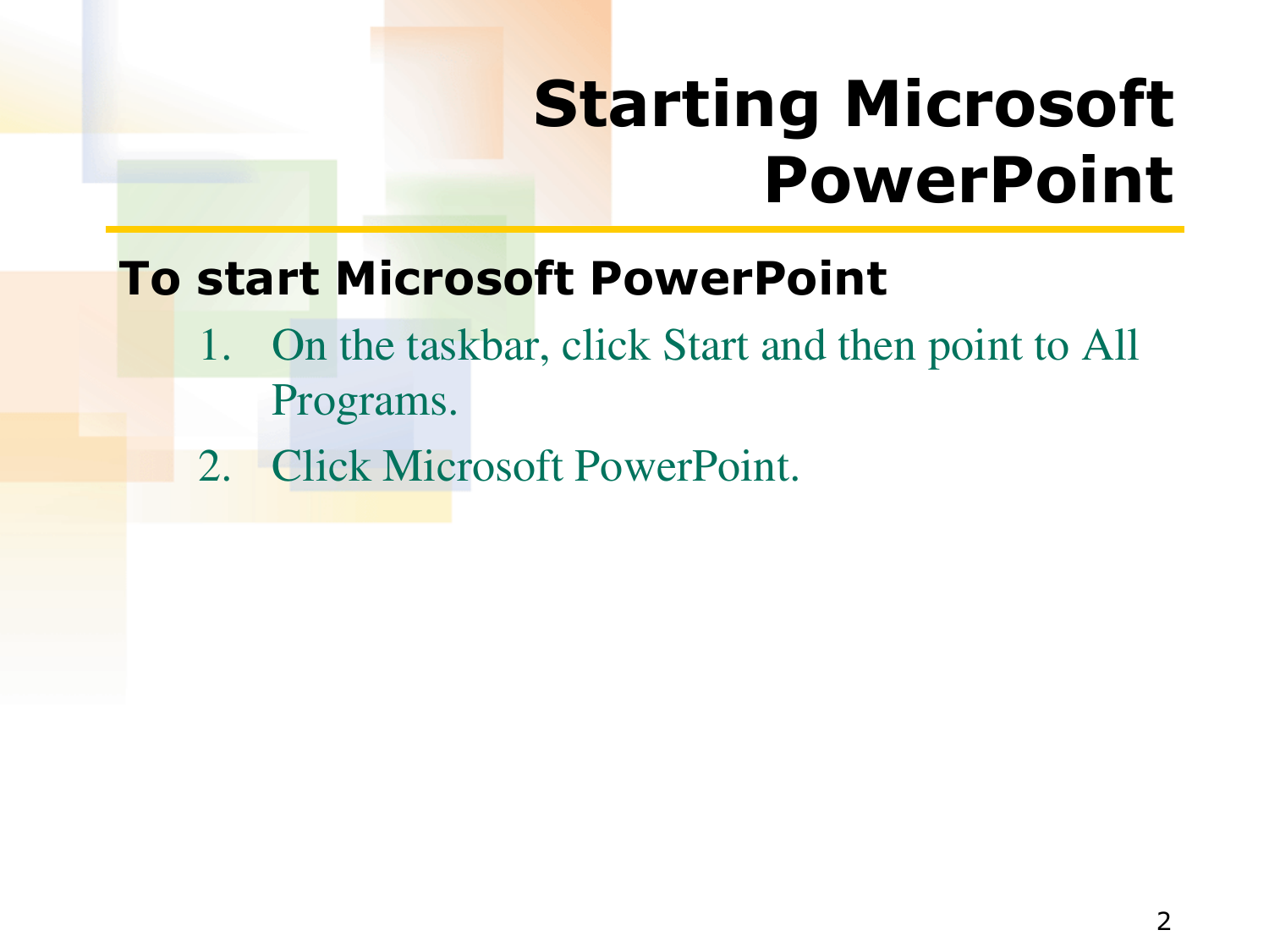# Starting Microsoft PowerPoint

**To start Microsoft PowerPoint**

1. On the taskbar, click Start and then point to All Programs.
2. Click Microsoft PowerPoint.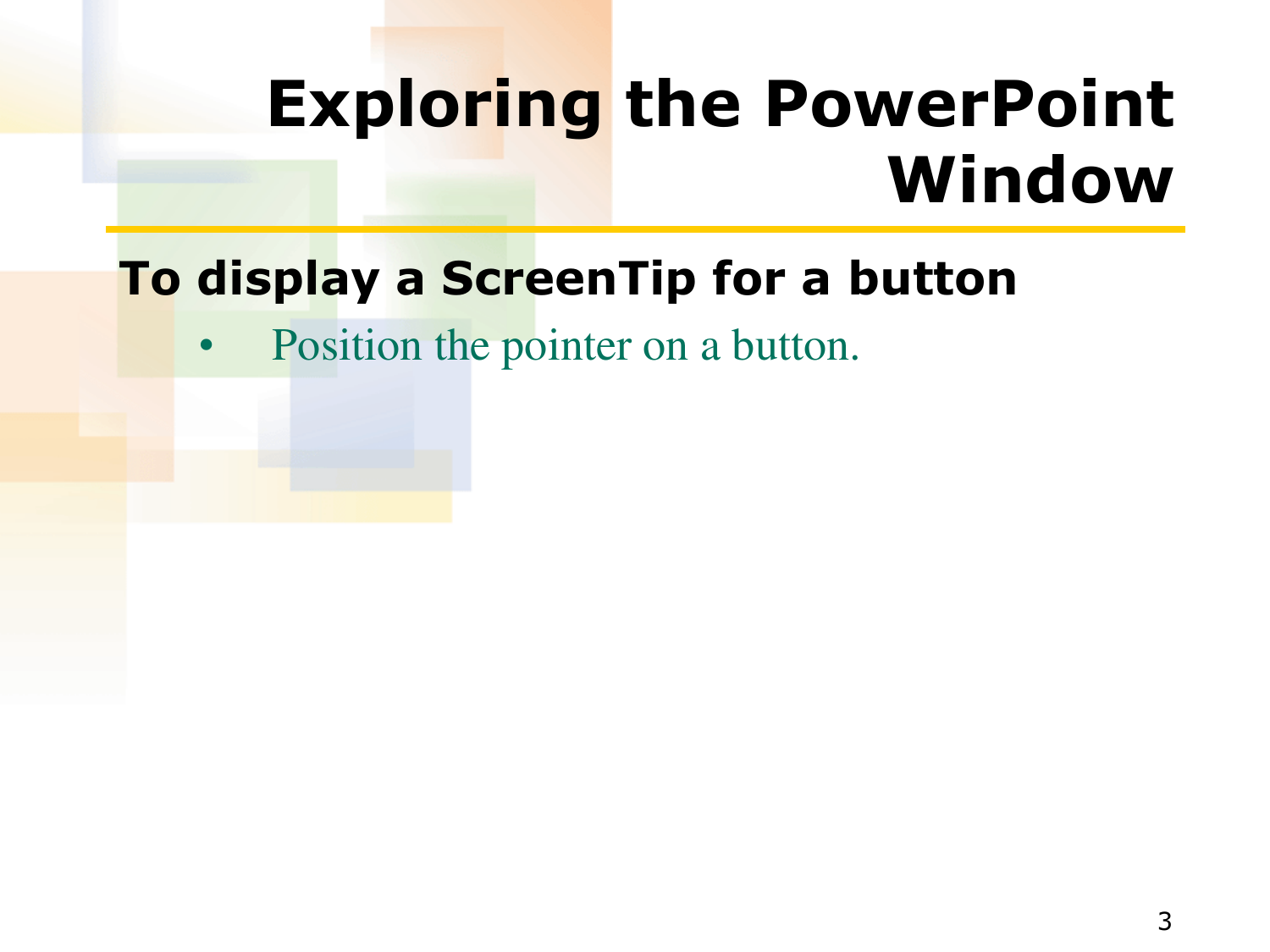# Exploring the PowerPoint Window

## To display a ScreenTip for a button

- Position the pointer on a button.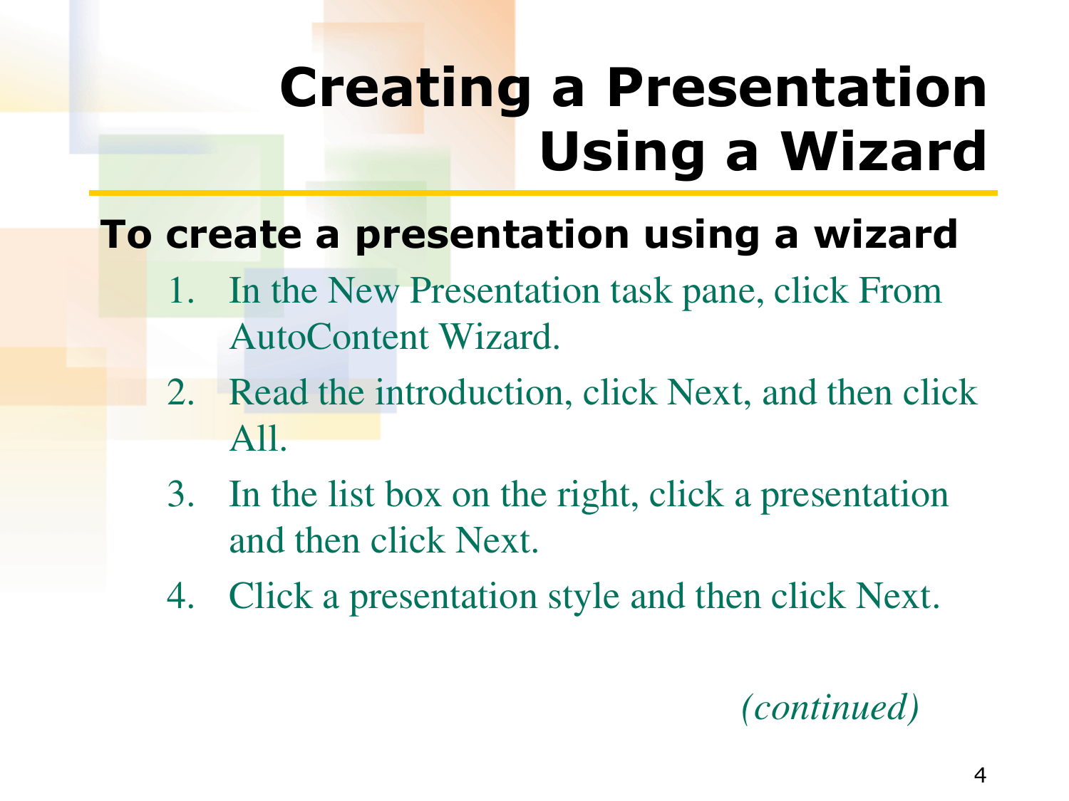# Creating a Presentation Using a Wizard

**To create a presentation using a wizard**

1. In the New Presentation task pane, click From AutoContent Wizard.
2. Read the introduction, click Next, and then click All.
3. In the list box on the right, click a presentation and then click Next.
4. Click a presentation style and then click Next.

*(continued)*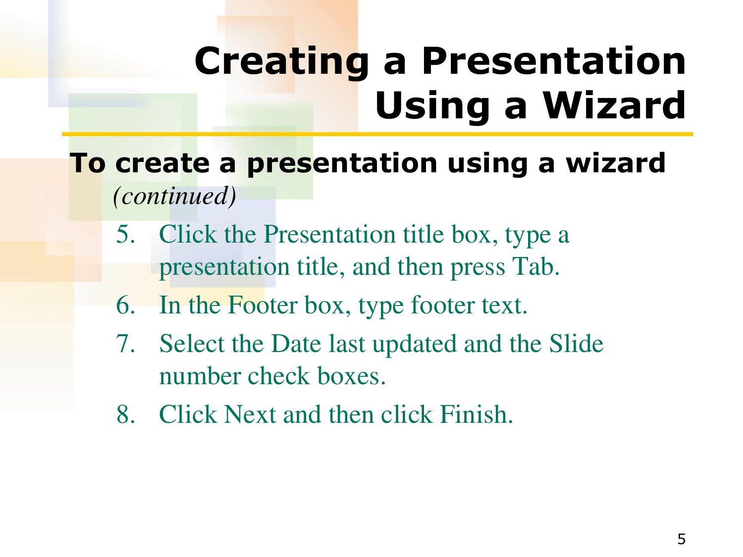# Creating a Presentation Using a Wizard

**To create a presentation using a wizard** *(continued)*

5. Click the Presentation title box, type a presentation title, and then press Tab.
6. In the Footer box, type footer text.
7. Select the Date last updated and the Slide number check boxes.
8. Click Next and then click Finish.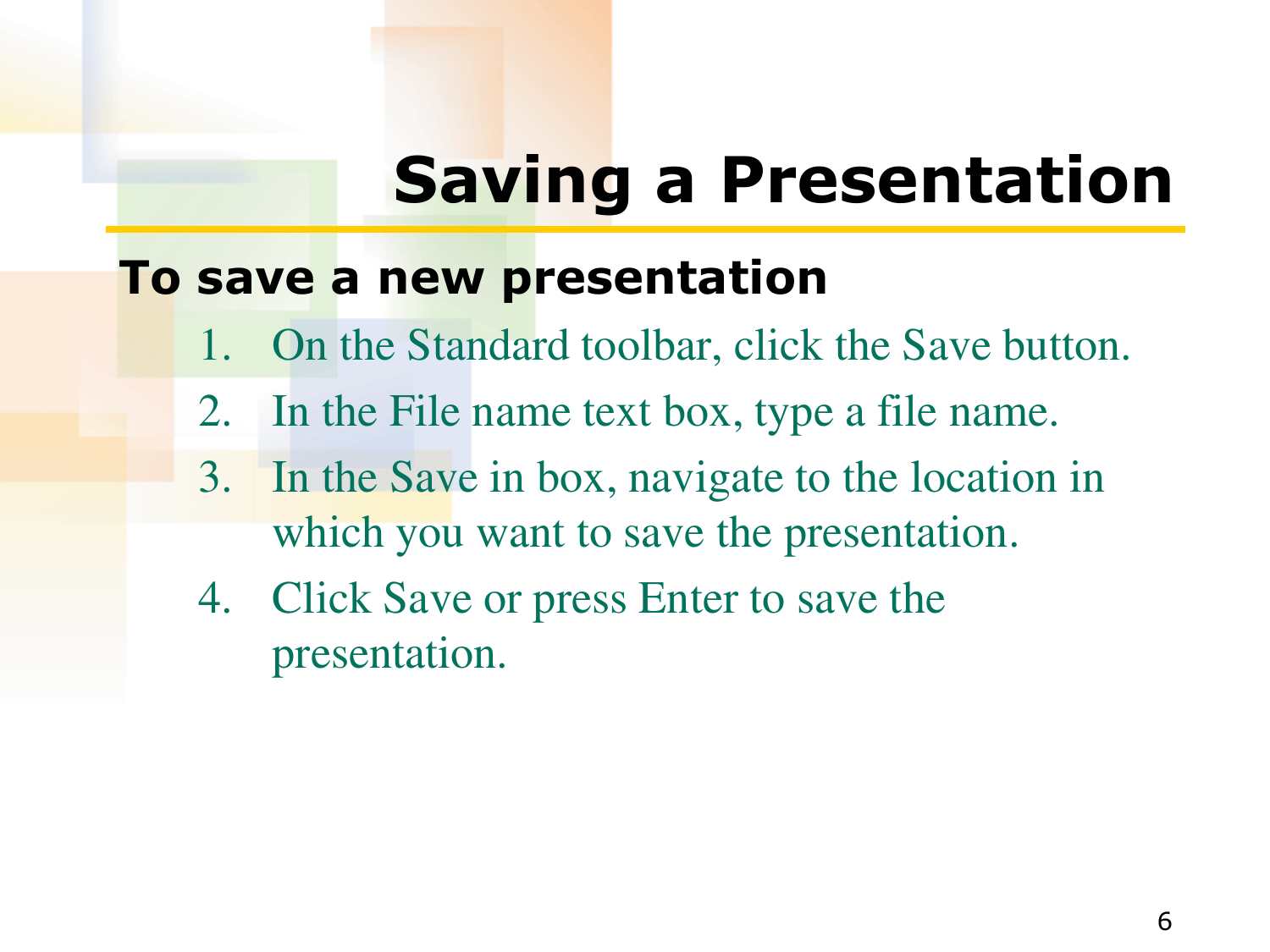# Saving a Presentation

**To save a new presentation**

1. On the Standard toolbar, click the Save button.
2. In the File name text box, type a file name.
3. In the Save in box, navigate to the location in which you want to save the presentation.
4. Click Save or press Enter to save the presentation.